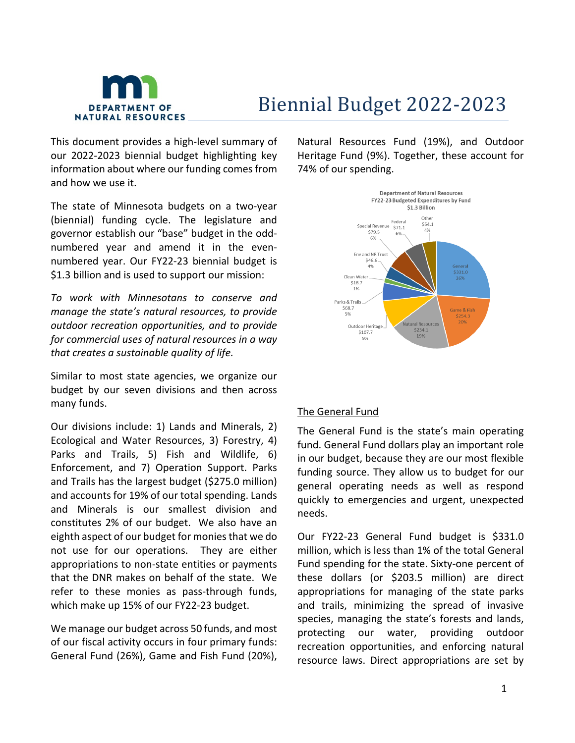# Biennial Budget 2022-2023

DEPARTMENT OF NATURAL RESOURCES

This document provides a high-level summary of our 2022-2023 biennial budget highlighting key information about where our funding comes from and how we use it.

The state of Minnesota budgets on a two-year (biennial) funding cycle. The legislature and governor establish our "base" budget in the odd-numbered year and amend it in the even-numbered year. Our FY22-23 biennial budget is $1.3 billion and is used to support our mission:

*To work with Minnesotans to conserve and manage the state's natural resources, to provide outdoor recreation opportunities, and to provide for commercial uses of natural resources in a way that creates a sustainable quality of life.*

Similar to most state agencies, we organize our budget by our seven divisions and then across many funds.

Our divisions include: 1) Lands and Minerals, 2) Ecological and Water Resources, 3) Forestry, 4) Parks and Trails, 5) Fish and Wildlife, 6) Enforcement, and 7) Operation Support. Parks and Trails has the largest budget ($275.0 million) and accounts for 19% of our total spending. Lands and Minerals is our smallest division and constitutes 2% of our budget. We also have an eighth aspect of our budget for monies that we do not use for our operations. They are either appropriations to non-state entities or payments that the DNR makes on behalf of the state. We refer to these monies as pass-through funds, which make up 15% of our FY22-23 budget.

We manage our budget across 50 funds, and most of our fiscal activity occurs in four primary funds: General Fund (26%), Game and Fish Fund (20%), Natural Resources Fund (19%), and Outdoor Heritage Fund (9%). Together, these account for 74% of our spending.

Department of Natural Resources
FY22-23 Budgeted Expenditures by Fund
$1.3 Billion

| Fund | Amount ($ millions) | Percent |
|---|---|---|
| General | $331.0 | 26% |
| Game & Fish | $254.3 | 20% |
| Natural Resources | $234.1 | 19% |
| Outdoor Heritage | $107.7 | 9% |
| Parks & Trails | $68.7 | 5% |
| Clean Water | $18.7 | 1% |
| Env and NR Trust | $46.6 | 4% |
| Special Revenue | $79.5 | 6% |
| Federal | $71.1 | 6% |
| Other | $54.1 | 4% |

## The General Fund

The General Fund is the state's main operating fund. General Fund dollars play an important role in our budget, because they are our most flexible funding source. They allow us to budget for our general operating needs as well as respond quickly to emergencies and urgent, unexpected needs.

Our FY22-23 General Fund budget is $331.0 million, which is less than 1% of the total General Fund spending for the state. Sixty-one percent of these dollars (or $203.5 million) are direct appropriations for managing of the state parks and trails, minimizing the spread of invasive species, managing the state's forests and lands, protecting our water, providing outdoor recreation opportunities, and enforcing natural resource laws. Direct appropriations are set by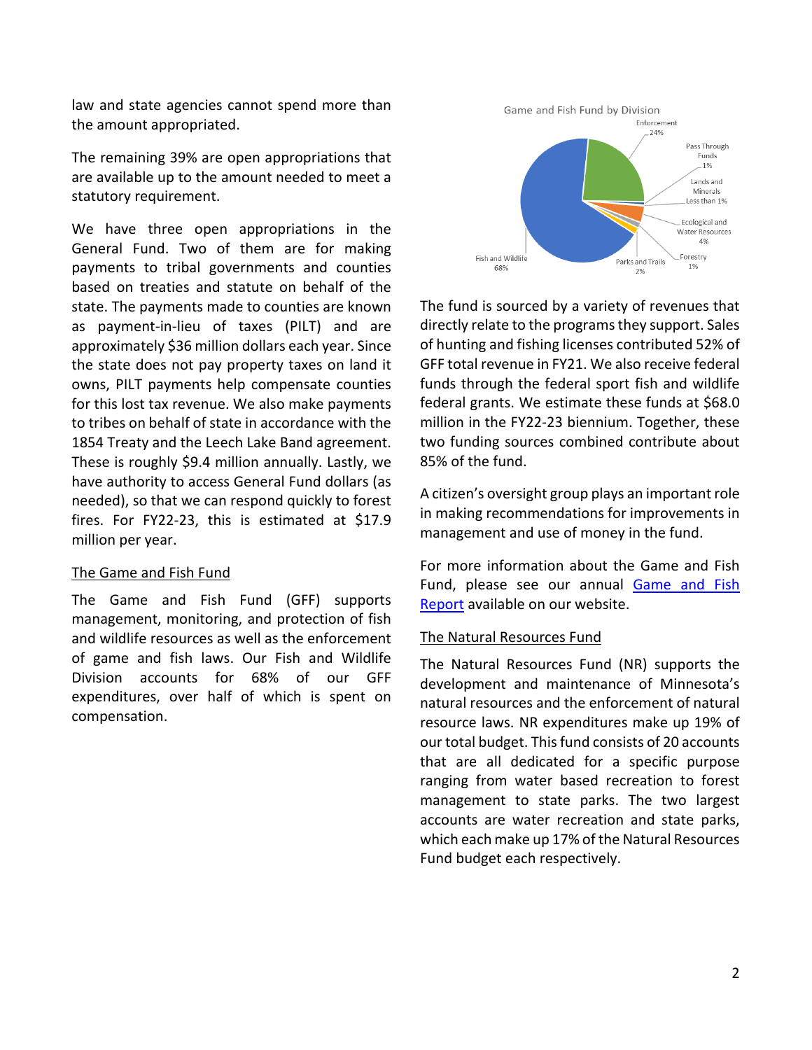law and state agencies cannot spend more than the amount appropriated.

The remaining 39% are open appropriations that are available up to the amount needed to meet a statutory requirement.

We have three open appropriations in the General Fund. Two of them are for making payments to tribal governments and counties based on treaties and statute on behalf of the state. The payments made to counties are known as payment-in-lieu of taxes (PILT) and are approximately $36 million dollars each year. Since the state does not pay property taxes on land it owns, PILT payments help compensate counties for this lost tax revenue. We also make payments to tribes on behalf of state in accordance with the 1854 Treaty and the Leech Lake Band agreement. These is roughly $9.4 million annually. Lastly, we have authority to access General Fund dollars (as needed), so that we can respond quickly to forest fires. For FY22-23, this is estimated at $17.9 million per year.

## The Game and Fish Fund

The Game and Fish Fund (GFF) supports management, monitoring, and protection of fish and wildlife resources as well as the enforcement of game and fish laws. Our Fish and Wildlife Division accounts for 68% of our GFF expenditures, over half of which is spent on compensation.

Game and Fish Fund by Division

| Division | Share |
| --- | --- |
| Fish and Wildlife | 68% |
| Enforcement | 24% |
| Ecological and Water Resources | 4% |
| Parks and Trails | 2% |
| Pass Through Funds | 1% |
| Forestry | 1% |
| Lands and Minerals | Less than 1% |

The fund is sourced by a variety of revenues that directly relate to the programs they support. Sales of hunting and fishing licenses contributed 52% of GFF total revenue in FY21. We also receive federal funds through the federal sport fish and wildlife federal grants. We estimate these funds at $68.0 million in the FY22-23 biennium. Together, these two funding sources combined contribute about 85% of the fund.

A citizen's oversight group plays an important role in making recommendations for improvements in management and use of money in the fund.

For more information about the Game and Fish Fund, please see our annual Game and Fish Report available on our website.

## The Natural Resources Fund

The Natural Resources Fund (NR) supports the development and maintenance of Minnesota's natural resources and the enforcement of natural resource laws. NR expenditures make up 19% of our total budget. This fund consists of 20 accounts that are all dedicated for a specific purpose ranging from water based recreation to forest management to state parks. The two largest accounts are water recreation and state parks, which each make up 17% of the Natural Resources Fund budget each respectively.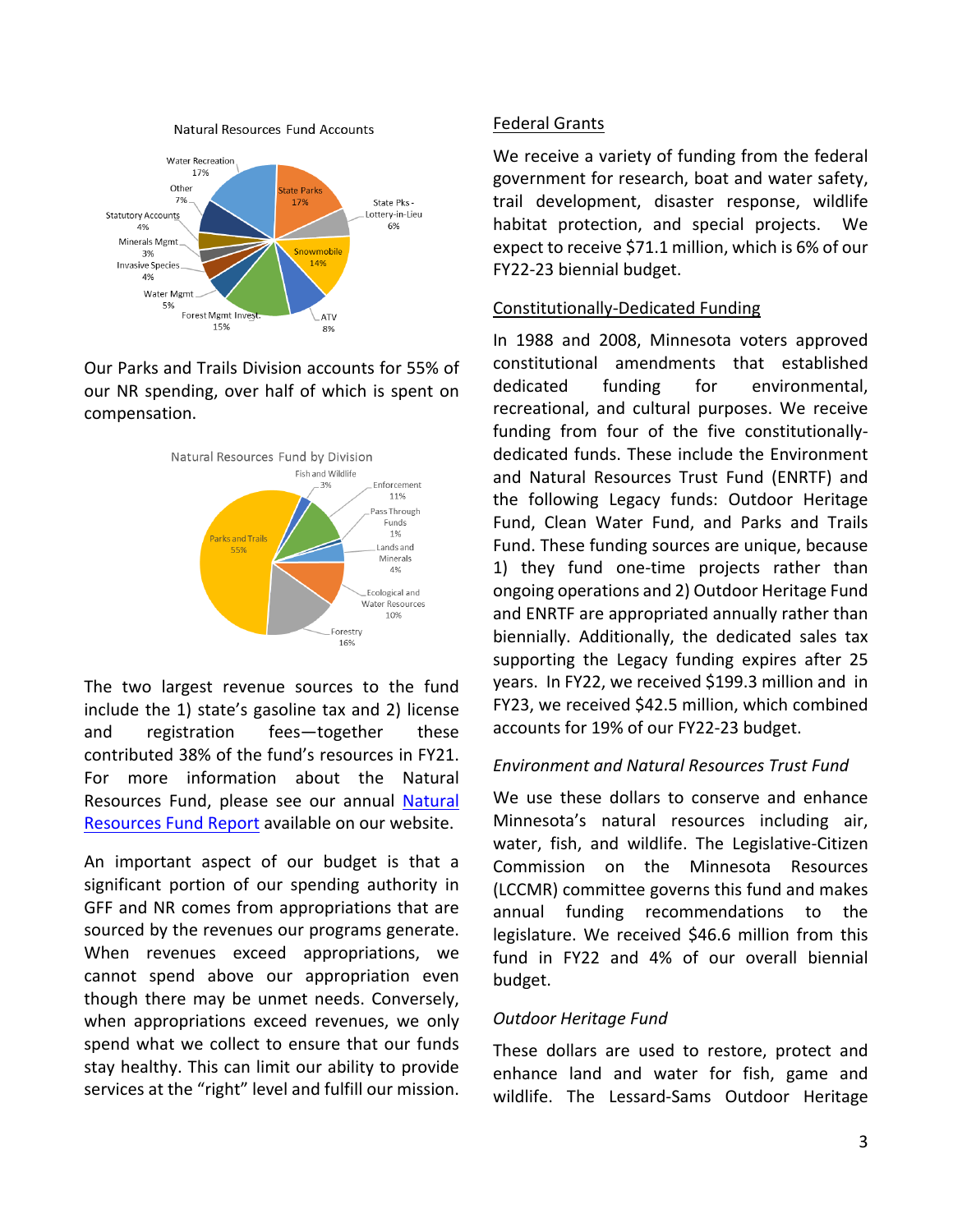Natural Resources Fund Accounts

Our Parks and Trails Division accounts for 55% of our NR spending, over half of which is spent on compensation.

Natural Resources Fund by Division

The two largest revenue sources to the fund include the 1) state's gasoline tax and 2) license and registration fees—together these contributed 38% of the fund's resources in FY21. For more information about the Natural Resources Fund, please see our annual [Natural Resources Fund Report](Natural Resources Fund Report) available on our website.

An important aspect of our budget is that a significant portion of our spending authority in GFF and NR comes from appropriations that are sourced by the revenues our programs generate. When revenues exceed appropriations, we cannot spend above our appropriation even though there may be unmet needs. Conversely, when appropriations exceed revenues, we only spend what we collect to ensure that our funds stay healthy. This can limit our ability to provide services at the "right" level and fulfill our mission.

## Federal Grants

We receive a variety of funding from the federal government for research, boat and water safety, trail development, disaster response, wildlife habitat protection, and special projects. We expect to receive $71.1 million, which is 6% of our FY22-23 biennial budget.

## Constitutionally-Dedicated Funding

In 1988 and 2008, Minnesota voters approved constitutional amendments that established dedicated funding for environmental, recreational, and cultural purposes. We receive funding from four of the five constitutionally-dedicated funds. These include the Environment and Natural Resources Trust Fund (ENRTF) and the following Legacy funds: Outdoor Heritage Fund, Clean Water Fund, and Parks and Trails Fund. These funding sources are unique, because 1) they fund one-time projects rather than ongoing operations and 2) Outdoor Heritage Fund and ENRTF are appropriated annually rather than biennially. Additionally, the dedicated sales tax supporting the Legacy funding expires after 25 years. In FY22, we received $199.3 million and in FY23, we received $42.5 million, which combined accounts for 19% of our FY22-23 budget.

### *Environment and Natural Resources Trust Fund*

We use these dollars to conserve and enhance Minnesota's natural resources including air, water, fish, and wildlife. The Legislative-Citizen Commission on the Minnesota Resources (LCCMR) committee governs this fund and makes annual funding recommendations to the legislature. We received $46.6 million from this fund in FY22 and 4% of our overall biennial budget.

### *Outdoor Heritage Fund*

These dollars are used to restore, protect and enhance land and water for fish, game and wildlife. The Lessard-Sams Outdoor Heritage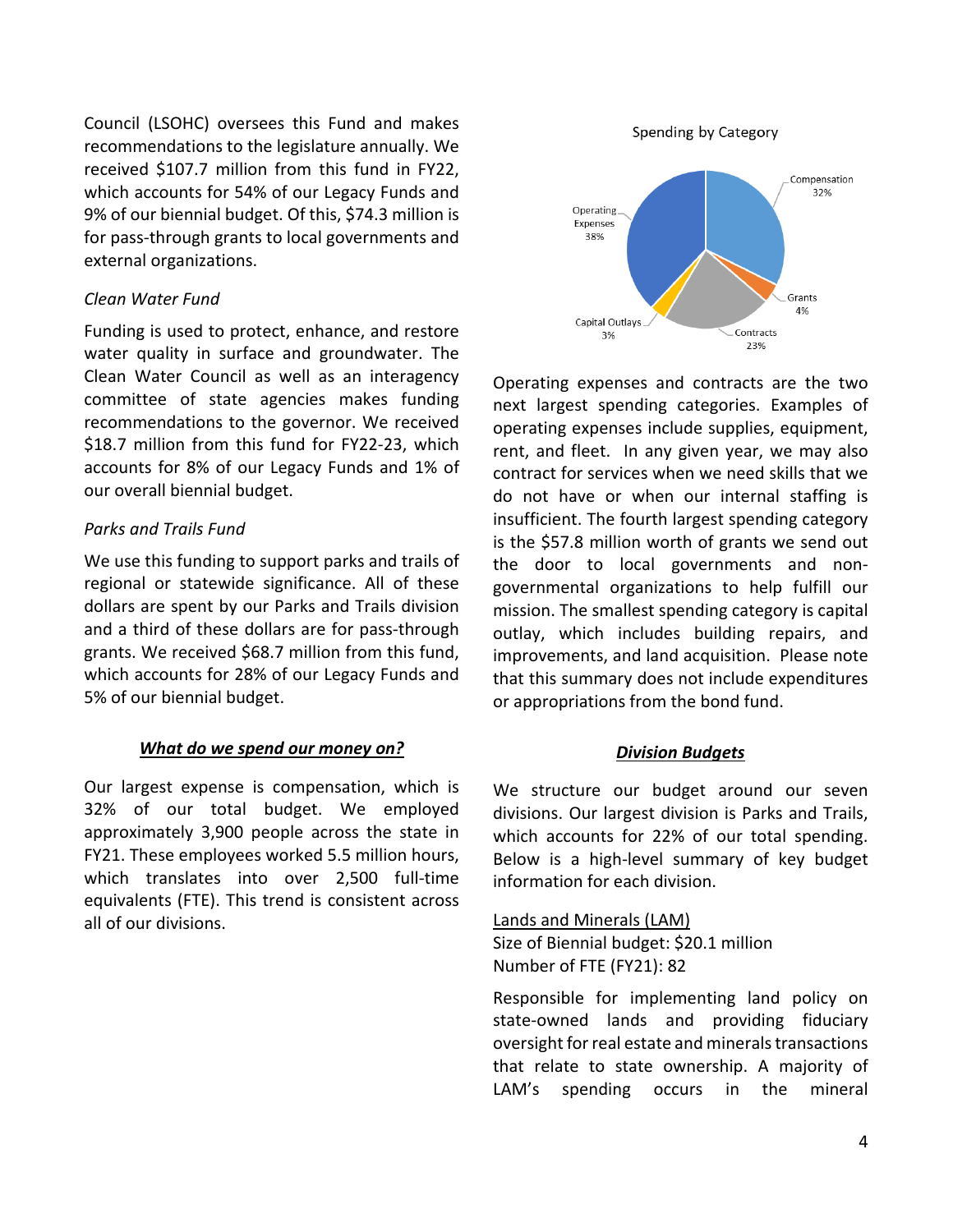Council (LSOHC) oversees this Fund and makes recommendations to the legislature annually. We received $107.7 million from this fund in FY22, which accounts for 54% of our Legacy Funds and 9% of our biennial budget. Of this, $74.3 million is for pass-through grants to local governments and external organizations.

*Clean Water Fund*

Funding is used to protect, enhance, and restore water quality in surface and groundwater. The Clean Water Council as well as an interagency committee of state agencies makes funding recommendations to the governor. We received $18.7 million from this fund for FY22-23, which accounts for 8% of our Legacy Funds and 1% of our overall biennial budget.

*Parks and Trails Fund*

We use this funding to support parks and trails of regional or statewide significance. All of these dollars are spent by our Parks and Trails division and a third of these dollars are for pass-through grants. We received $68.7 million from this fund, which accounts for 28% of our Legacy Funds and 5% of our biennial budget.

## ***What do we spend our money on?***

Our largest expense is compensation, which is 32% of our total budget. We employed approximately 3,900 people across the state in FY21. These employees worked 5.5 million hours, which translates into over 2,500 full-time equivalents (FTE). This trend is consistent across all of our divisions.

Spending by Category

| Category | Share |
|---|---|
| Compensation | 32% |
| Grants | 4% |
| Contracts | 23% |
| Capital Outlays | 3% |
| Operating Expenses | 38% |

Operating expenses and contracts are the two next largest spending categories. Examples of operating expenses include supplies, equipment, rent, and fleet. In any given year, we may also contract for services when we need skills that we do not have or when our internal staffing is insufficient. The fourth largest spending category is the $57.8 million worth of grants we send out the door to local governments and non-governmental organizations to help fulfill our mission. The smallest spending category is capital outlay, which includes building repairs, and improvements, and land acquisition. Please note that this summary does not include expenditures or appropriations from the bond fund.

## ***Division Budgets***

We structure our budget around our seven divisions. Our largest division is Parks and Trails, which accounts for 22% of our total spending. Below is a high-level summary of key budget information for each division.

Lands and Minerals (LAM)
Size of Biennial budget: $20.1 million
Number of FTE (FY21): 82

Responsible for implementing land policy on state-owned lands and providing fiduciary oversight for real estate and minerals transactions that relate to state ownership. A majority of LAM's spending occurs in the mineral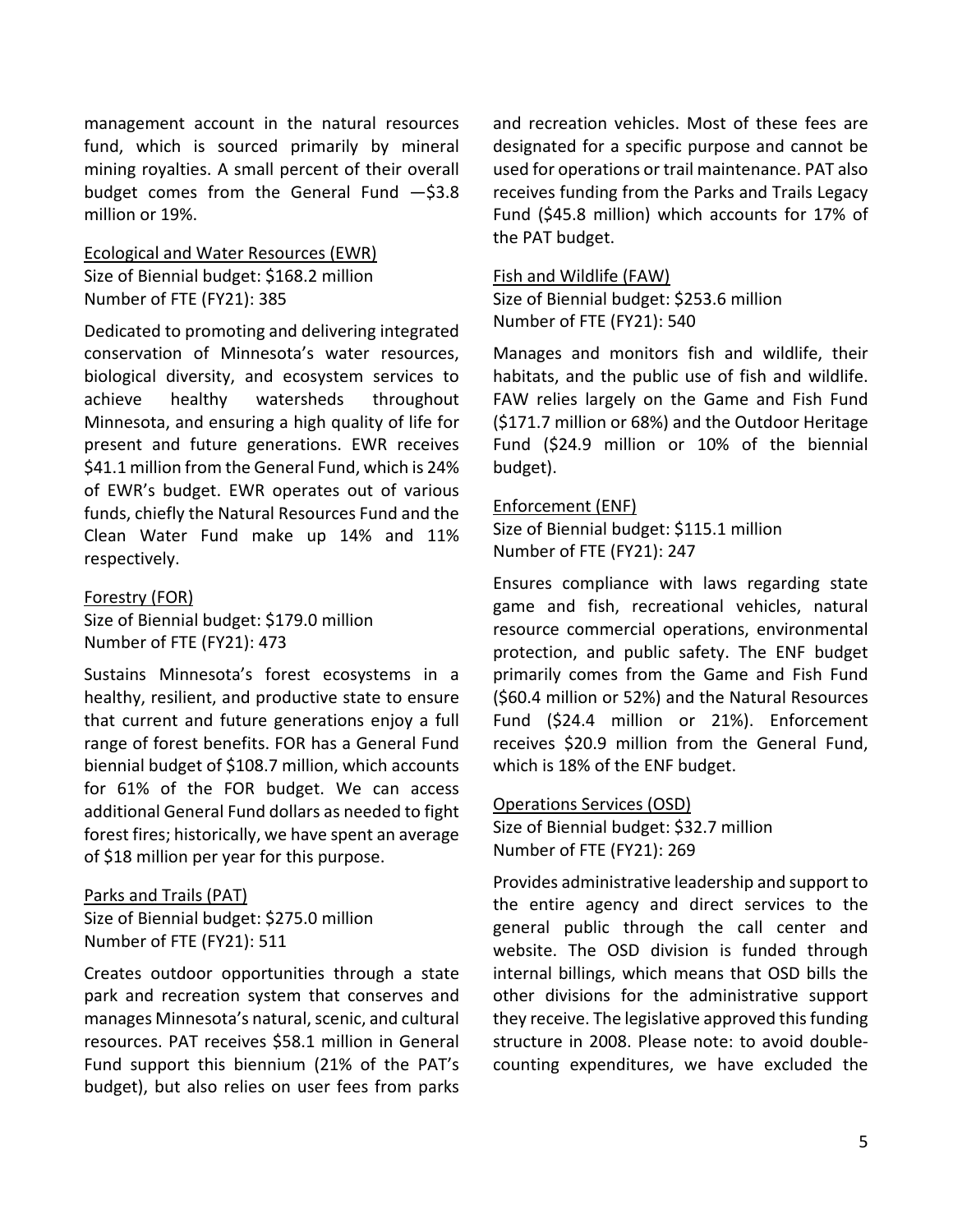management account in the natural resources fund, which is sourced primarily by mineral mining royalties. A small percent of their overall budget comes from the General Fund —$3.8 million or 19%.

Ecological and Water Resources (EWR)
Size of Biennial budget: $168.2 million
Number of FTE (FY21): 385

Dedicated to promoting and delivering integrated conservation of Minnesota's water resources, biological diversity, and ecosystem services to achieve healthy watersheds throughout Minnesota, and ensuring a high quality of life for present and future generations. EWR receives $41.1 million from the General Fund, which is 24% of EWR's budget. EWR operates out of various funds, chiefly the Natural Resources Fund and the Clean Water Fund make up 14% and 11% respectively.

Forestry (FOR)
Size of Biennial budget: $179.0 million
Number of FTE (FY21): 473

Sustains Minnesota's forest ecosystems in a healthy, resilient, and productive state to ensure that current and future generations enjoy a full range of forest benefits. FOR has a General Fund biennial budget of $108.7 million, which accounts for 61% of the FOR budget. We can access additional General Fund dollars as needed to fight forest fires; historically, we have spent an average of $18 million per year for this purpose.

Parks and Trails (PAT)
Size of Biennial budget: $275.0 million
Number of FTE (FY21): 511

Creates outdoor opportunities through a state park and recreation system that conserves and manages Minnesota's natural, scenic, and cultural resources. PAT receives $58.1 million in General Fund support this biennium (21% of the PAT's budget), but also relies on user fees from parks and recreation vehicles. Most of these fees are designated for a specific purpose and cannot be used for operations or trail maintenance. PAT also receives funding from the Parks and Trails Legacy Fund ($45.8 million) which accounts for 17% of the PAT budget.

Fish and Wildlife (FAW)
Size of Biennial budget: $253.6 million
Number of FTE (FY21): 540

Manages and monitors fish and wildlife, their habitats, and the public use of fish and wildlife. FAW relies largely on the Game and Fish Fund ($171.7 million or 68%) and the Outdoor Heritage Fund ($24.9 million or 10% of the biennial budget).

Enforcement (ENF)
Size of Biennial budget: $115.1 million
Number of FTE (FY21): 247

Ensures compliance with laws regarding state game and fish, recreational vehicles, natural resource commercial operations, environmental protection, and public safety. The ENF budget primarily comes from the Game and Fish Fund ($60.4 million or 52%) and the Natural Resources Fund ($24.4 million or 21%). Enforcement receives $20.9 million from the General Fund, which is 18% of the ENF budget.

Operations Services (OSD)
Size of Biennial budget: $32.7 million
Number of FTE (FY21): 269

Provides administrative leadership and support to the entire agency and direct services to the general public through the call center and website. The OSD division is funded through internal billings, which means that OSD bills the other divisions for the administrative support they receive. The legislative approved this funding structure in 2008. Please note: to avoid double-counting expenditures, we have excluded the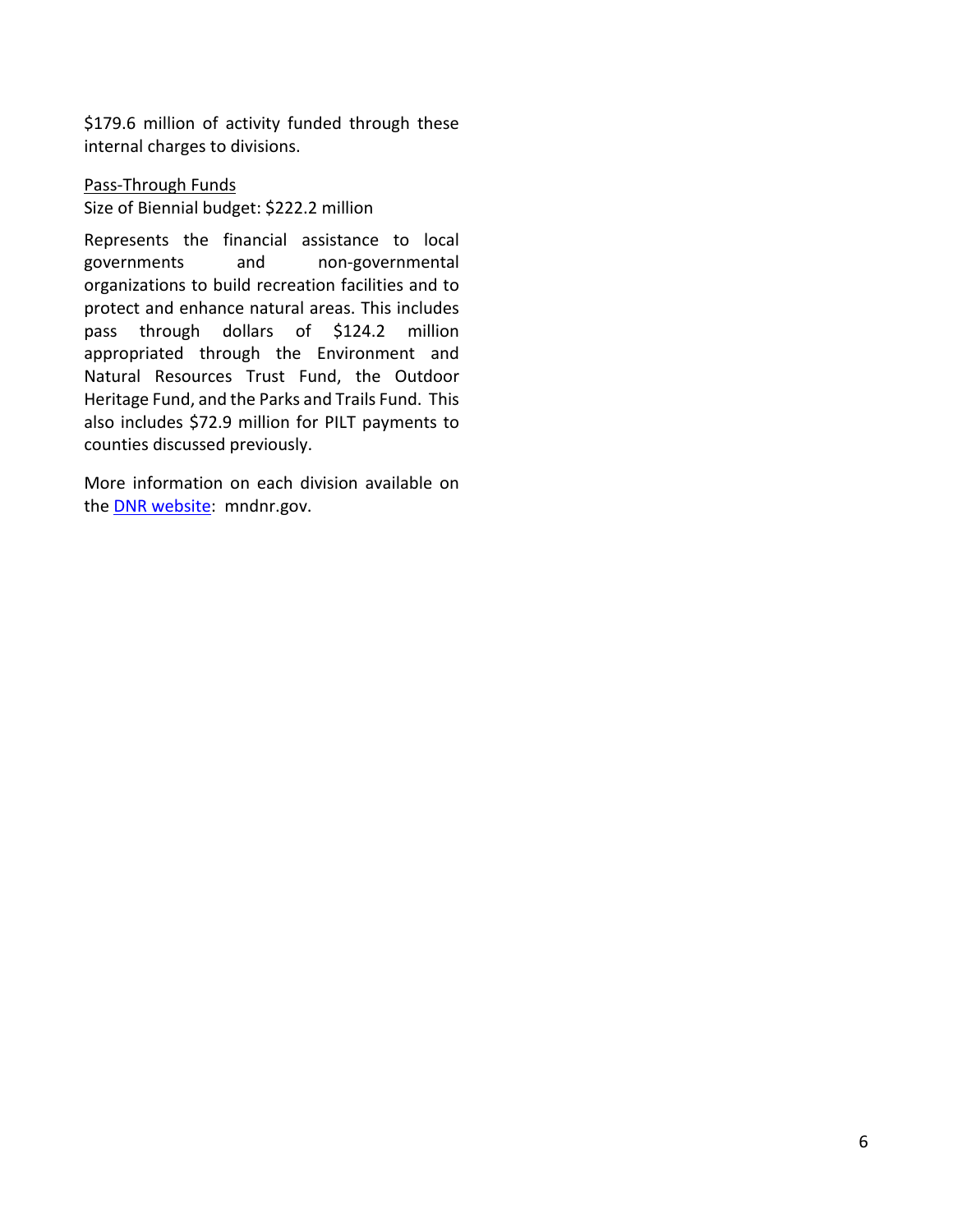$179.6 million of activity funded through these internal charges to divisions.

<u>Pass-Through Funds</u>
Size of Biennial budget: $222.2 million

Represents the financial assistance to local governments and non-governmental organizations to build recreation facilities and to protect and enhance natural areas. This includes pass through dollars of $124.2 million appropriated through the Environment and Natural Resources Trust Fund, the Outdoor Heritage Fund, and the Parks and Trails Fund. This also includes $72.9 million for PILT payments to counties discussed previously.

More information on each division available on the [DNR website](https://www.mndnr.gov): mndnr.gov.